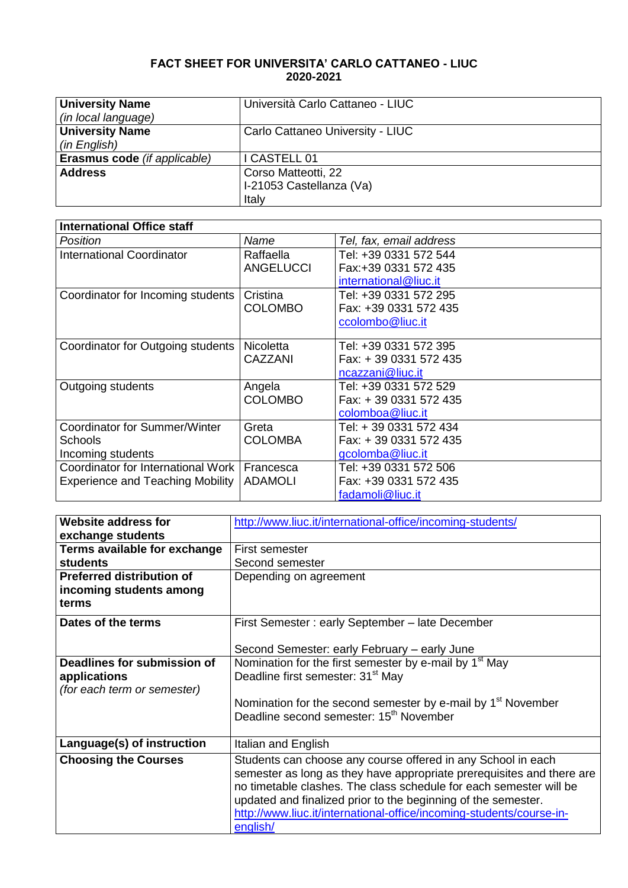**FACT SHEET FOR UNIVERSITA' CARLO CATTANEO - LIUC**
**2020-2021**

| | |
|---|---|
| **University Name** *(in local language)* | Università Carlo Cattaneo - LIUC |
| **University Name** *(in English)* | Carlo Cattaneo University - LIUC |
| **Erasmus code** *(if applicable)* | I CASTELL 01 |
| **Address** | Corso Matteotti, 22<br>I-21053 Castellanza (Va)<br>Italy |

| **International Office staff** | | |
|---|---|---|
| *Position* | *Name* | *Tel, fax, email address* |
| International Coordinator | Raffaella ANGELUCCI | Tel: +39 0331 572 544<br>Fax:+39 0331 572 435<br>international@liuc.it |
| Coordinator for Incoming students | Cristina COLOMBO | Tel: +39 0331 572 295<br>Fax: +39 0331 572 435<br>ccolombo@liuc.it |
| Coordinator for Outgoing students | Nicoletta CAZZANI | Tel: +39 0331 572 395<br>Fax: + 39 0331 572 435<br>ncazzani@liuc.it |
| Outgoing students | Angela COLOMBO | Tel: +39 0331 572 529<br>Fax: + 39 0331 572 435<br>colomboa@liuc.it |
| Coordinator for Summer/Winter Schools Incoming students | Greta COLOMBA | Tel: + 39 0331 572 434<br>Fax: + 39 0331 572 435<br>gcolomba@liuc.it |
| Coordinator for International Work Experience and Teaching Mobility | Francesca ADAMOLI | Tel: +39 0331 572 506<br>Fax: +39 0331 572 435<br>fadamoli@liuc.it |

| | |
|---|---|
| **Website address for exchange students** | http://www.liuc.it/international-office/incoming-students/ |
| **Terms available for exchange students** | First semester<br>Second semester |
| **Preferred distribution of incoming students among terms** | Depending on agreement |
| **Dates of the terms** | First Semester : early September – late December<br><br>Second Semester: early February – early June |
| **Deadlines for submission of applications** *(for each term or semester)* | Nomination for the first semester by e-mail by 1st May<br>Deadline first semester: 31st May<br><br>Nomination for the second semester by e-mail by 1st November<br>Deadline second semester: 15th November |
| **Language(s) of instruction** | Italian and English |
| **Choosing the Courses** | Students can choose any course offered in any School in each semester as long as they have appropriate prerequisites and there are no timetable clashes. The class schedule for each semester will be updated and finalized prior to the beginning of the semester.<br>http://www.liuc.it/international-office/incoming-students/course-in-english/ |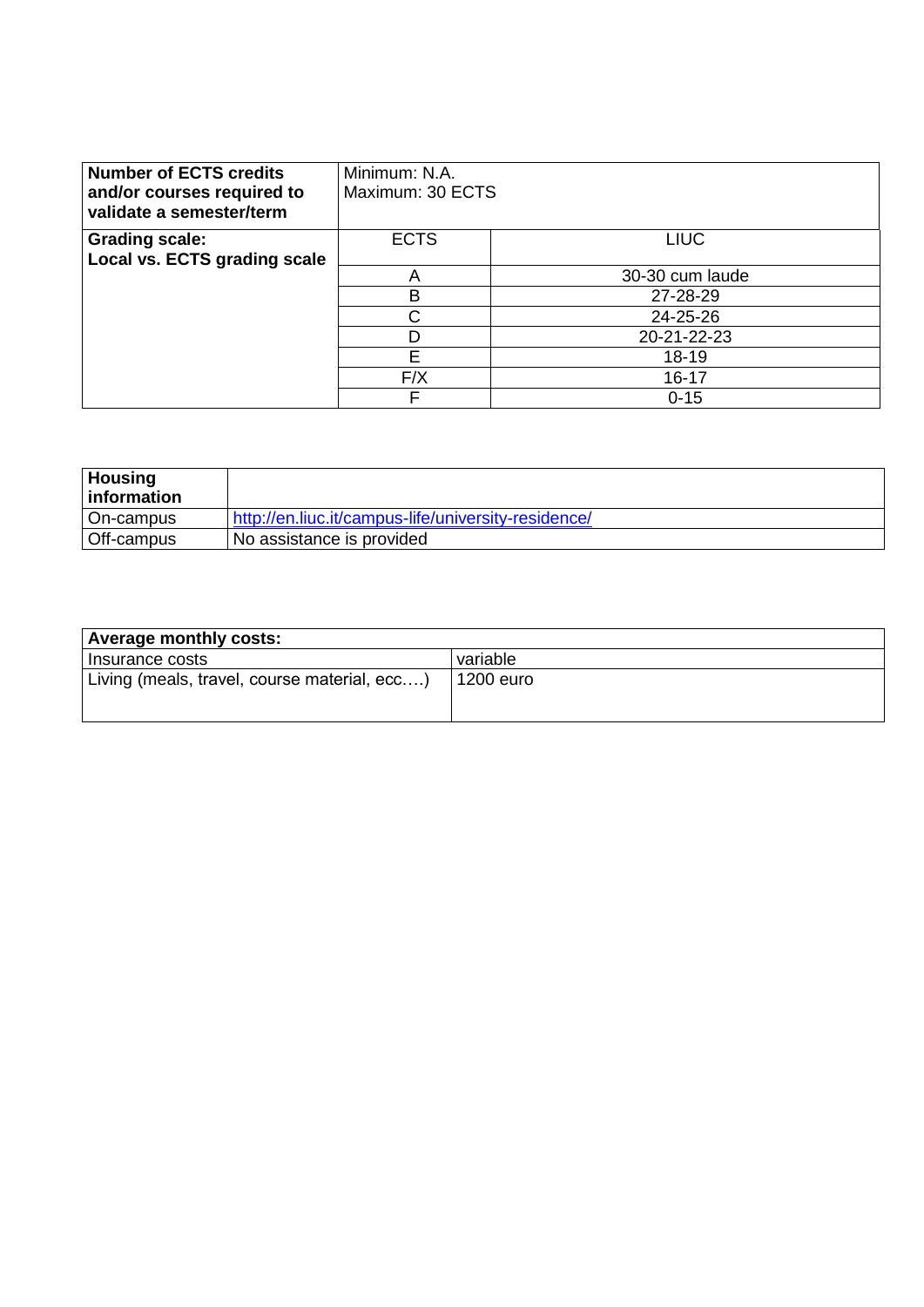| | | |
|---|---|---|
| **Number of ECTS credits and/or courses required to validate a semester/term** | Minimum: N.A.<br>Maximum: 30 ECTS | |
| **Grading scale:**<br>**Local vs. ECTS grading scale** | ECTS | LIUC |
| | A | 30-30 cum laude |
| | B | 27-28-29 |
| | C | 24-25-26 |
| | D | 20-21-22-23 |
| | E | 18-19 |
| | F/X | 16-17 |
| | F | 0-15 |

| **Housing information** | |
|---|---|
| On-campus | http://en.liuc.it/campus-life/university-residence/ |
| Off-campus | No assistance is provided |

| **Average monthly costs:** | |
|---|---|
| Insurance costs | variable |
| Living (meals, travel, course material, ecc….) | 1200 euro |